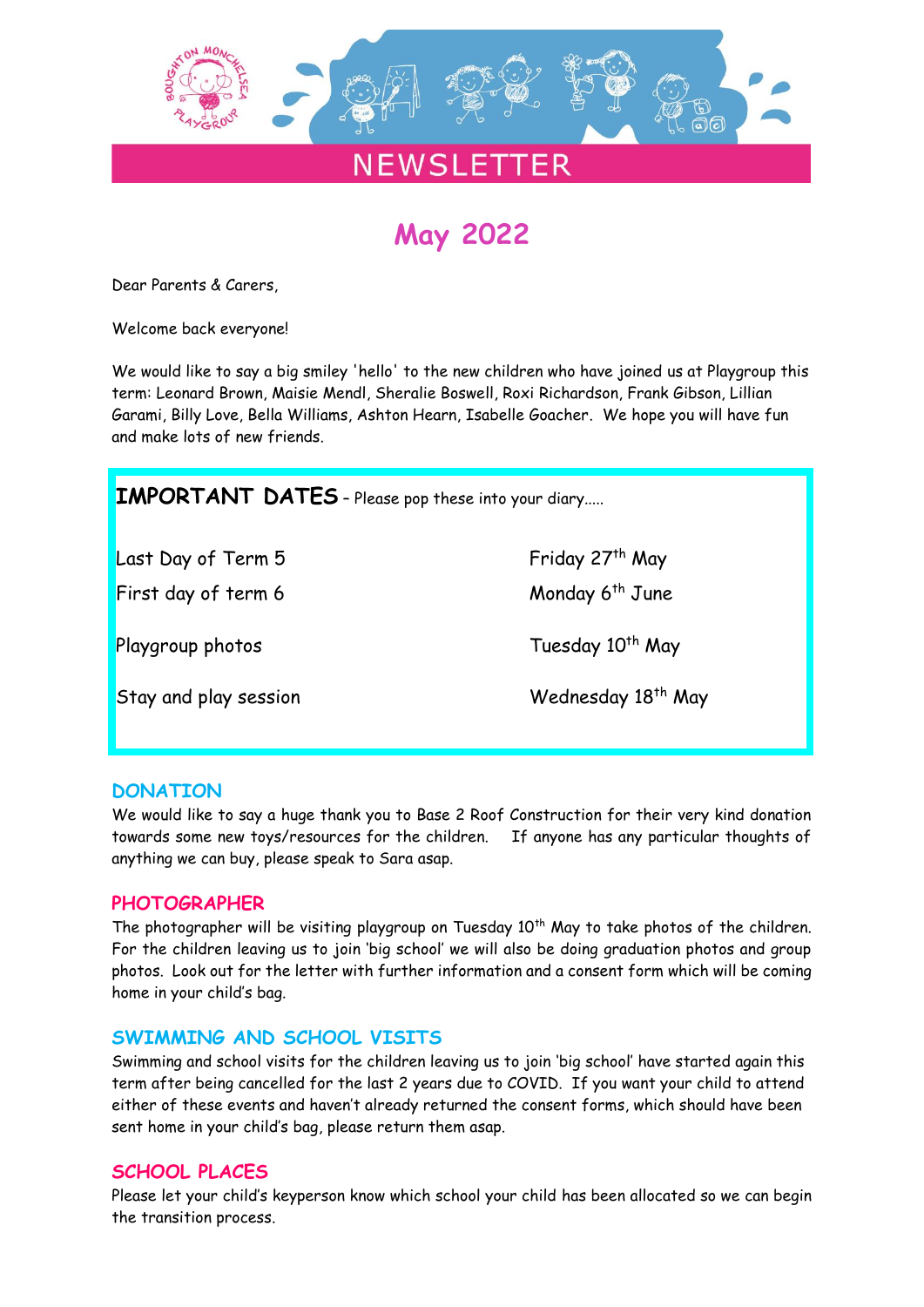# NEWSLETTER

## May 2022

Dear Parents & Carers,

Welcome back everyone!

We would like to say a big smiley 'hello' to the new children who have joined us at Playgroup this term: Leonard Brown, Maisie Mendl, Sheralie Boswell, Roxi Richardson, Frank Gibson, Lillian Garami, Billy Love, Bella Williams, Ashton Hearn, Isabelle Goacher. We hope you will have fun and make lots of new friends.

**IMPORTANT DATES** – Please pop these into your diary.....

| | |
|---|---|
| Last Day of Term 5 | Friday 27th May |
| First day of term 6 | Monday 6th June |
| Playgroup photos | Tuesday 10th May |
| Stay and play session | Wednesday 18th May |

### DONATION

We would like to say a huge thank you to Base 2 Roof Construction for their very kind donation towards some new toys/resources for the children. If anyone has any particular thoughts of anything we can buy, please speak to Sara asap.

### PHOTOGRAPHER

The photographer will be visiting playgroup on Tuesday 10th May to take photos of the children. For the children leaving us to join 'big school' we will also be doing graduation photos and group photos. Look out for the letter with further information and a consent form which will be coming home in your child's bag.

### SWIMMING AND SCHOOL VISITS

Swimming and school visits for the children leaving us to join 'big school' have started again this term after being cancelled for the last 2 years due to COVID. If you want your child to attend either of these events and haven't already returned the consent forms, which should have been sent home in your child's bag, please return them asap.

### SCHOOL PLACES

Please let your child's keyperson know which school your child has been allocated so we can begin the transition process.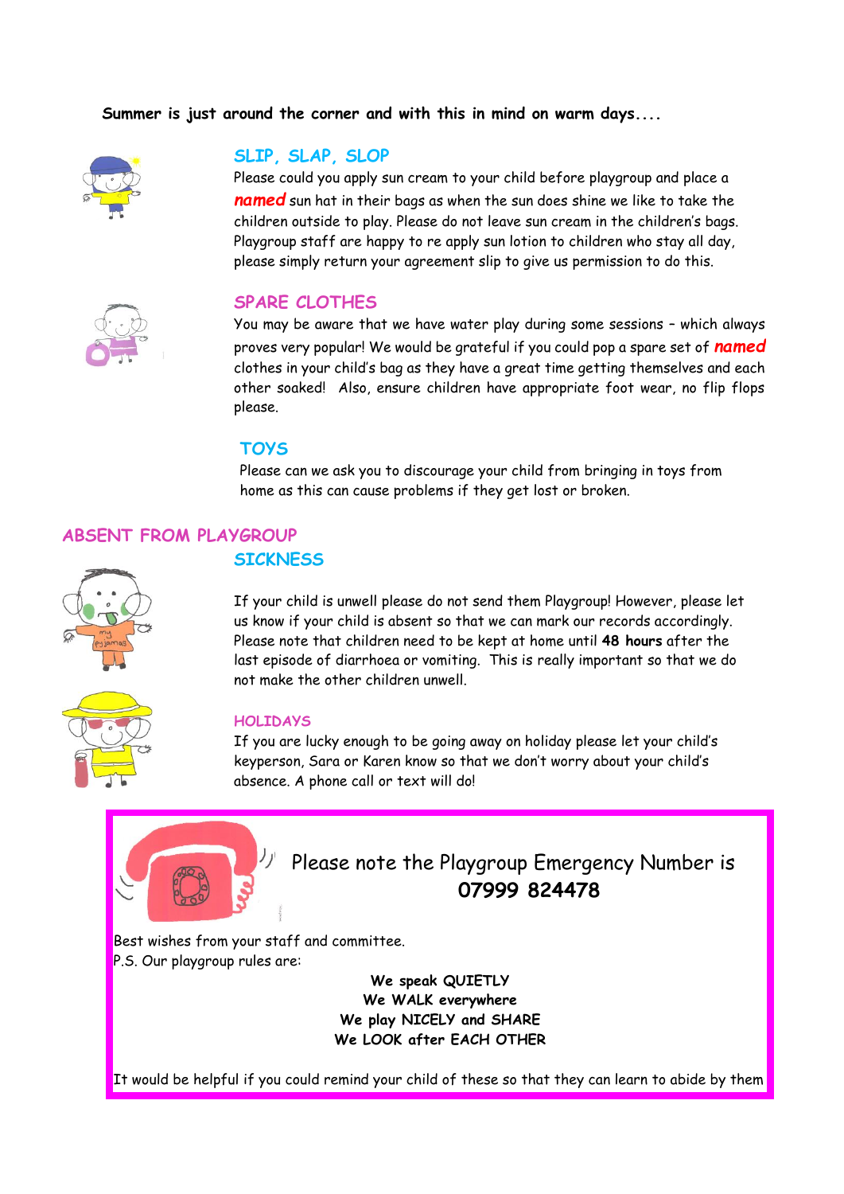**Summer is just around the corner and with this in mind on warm days....**

## SLIP, SLAP, SLOP

Please could you apply sun cream to your child before playgroup and place a ***named*** sun hat in their bags as when the sun does shine we like to take the children outside to play. Please do not leave sun cream in the children's bags. Playgroup staff are happy to re apply sun lotion to children who stay all day, please simply return your agreement slip to give us permission to do this.

## SPARE CLOTHES

You may be aware that we have water play during some sessions – which always proves very popular! We would be grateful if you could pop a spare set of ***named*** clothes in your child's bag as they have a great time getting themselves and each other soaked! Also, ensure children have appropriate foot wear, no flip flops please.

## TOYS

Please can we ask you to discourage your child from bringing in toys from home as this can cause problems if they get lost or broken.

# ABSENT FROM PLAYGROUP

## SICKNESS

If your child is unwell please do not send them Playgroup! However, please let us know if your child is absent so that we can mark our records accordingly. Please note that children need to be kept at home until **48 hours** after the last episode of diarrhoea or vomiting. This is really important so that we do not make the other children unwell.

### HOLIDAYS

If you are lucky enough to be going away on holiday please let your child's keyperson, Sara or Karen know so that we don't worry about your child's absence. A phone call or text will do!

Please note the Playgroup Emergency Number is **07999 824478**

Best wishes from your staff and committee.
P.S. Our playgroup rules are:

**We speak QUIETLY**
**We WALK everywhere**
**We play NICELY and SHARE**
**We LOOK after EACH OTHER**

It would be helpful if you could remind your child of these so that they can learn to abide by them